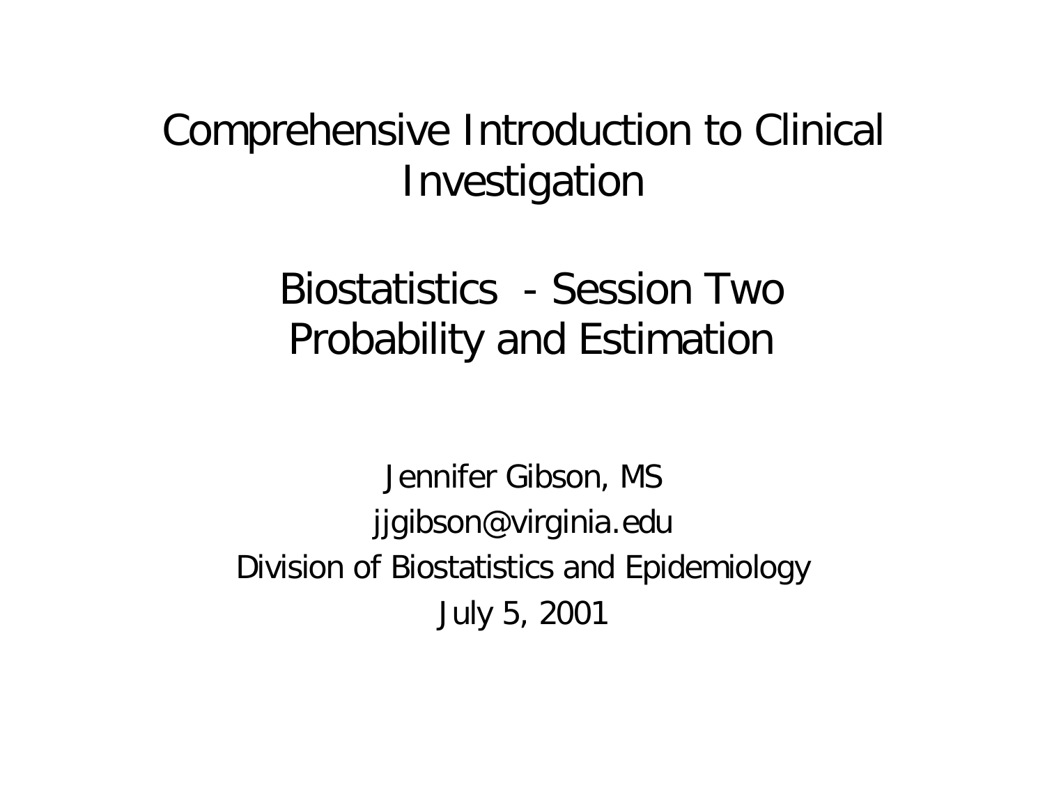# Comprehensive Introduction to Clinical Investigation

## Biostatistics - Session Two
## Probability and Estimation

Jennifer Gibson, MS

jjgibson@virginia.edu

Division of Biostatistics and Epidemiology

July 5, 2001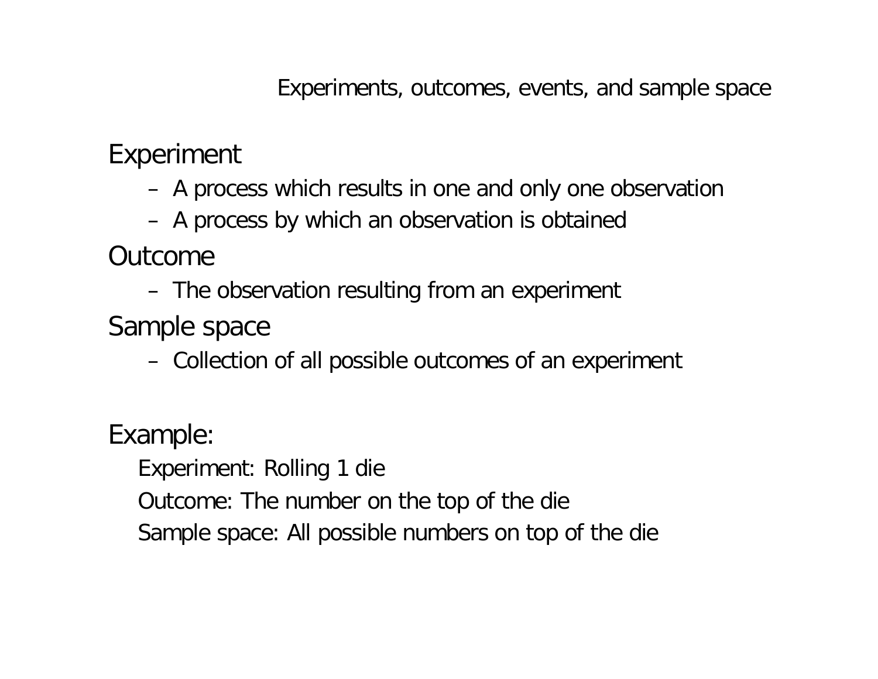## Experiments, outcomes, events, and sample space

Experiment

- A process which results in one and only one observation
- A process by which an observation is obtained

Outcome

- The observation resulting from an experiment

Sample space

- Collection of all possible outcomes of an experiment

Example:

Experiment: Rolling 1 die

Outcome: The number on the top of the die

Sample space: All possible numbers on top of the die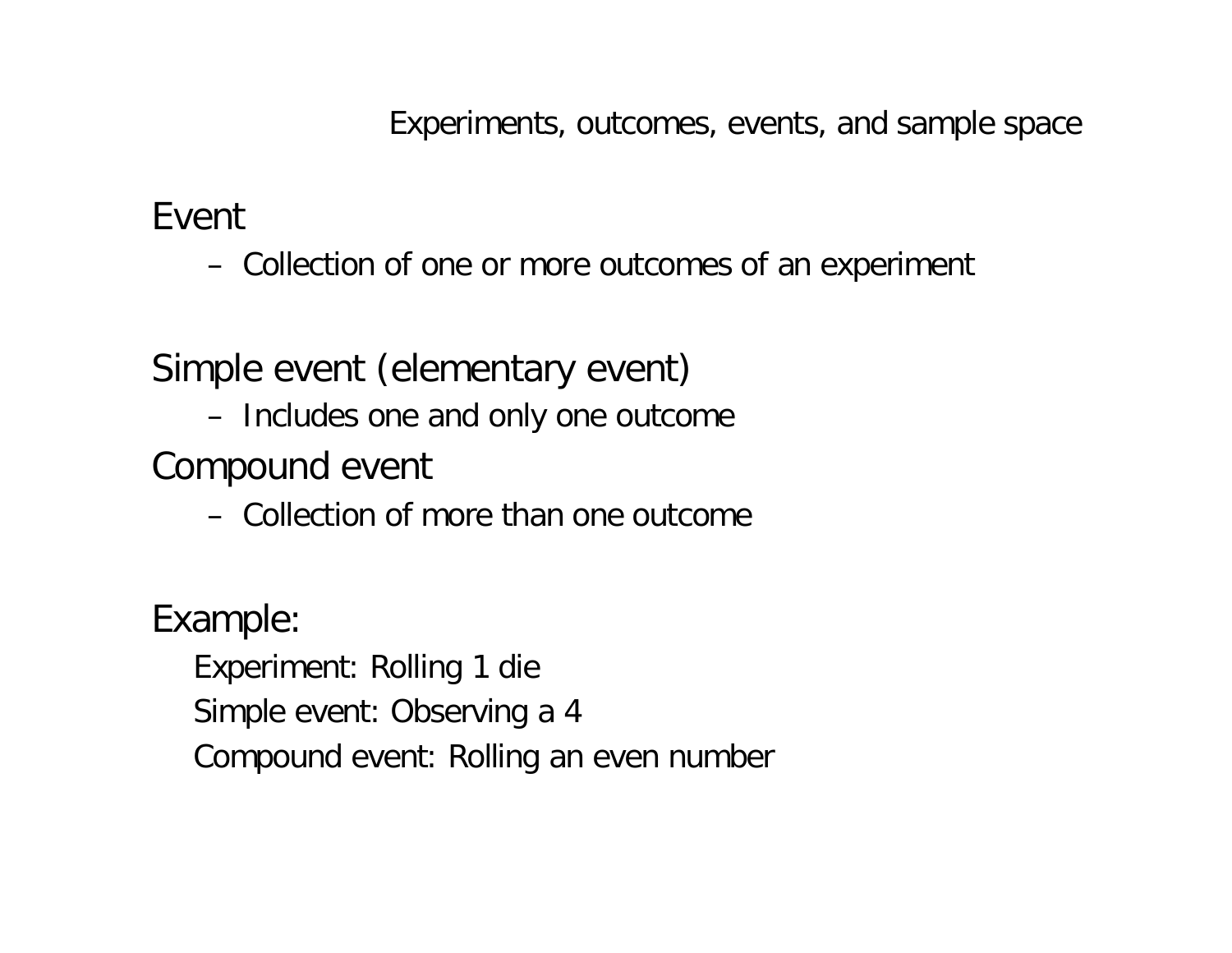## Experiments, outcomes, events, and sample space

Event

- Collection of one or more outcomes of an experiment

Simple event (elementary event)

- Includes one and only one outcome

Compound event

- Collection of more than one outcome

Example:

Experiment: Rolling 1 die

Simple event: Observing a 4

Compound event: Rolling an even number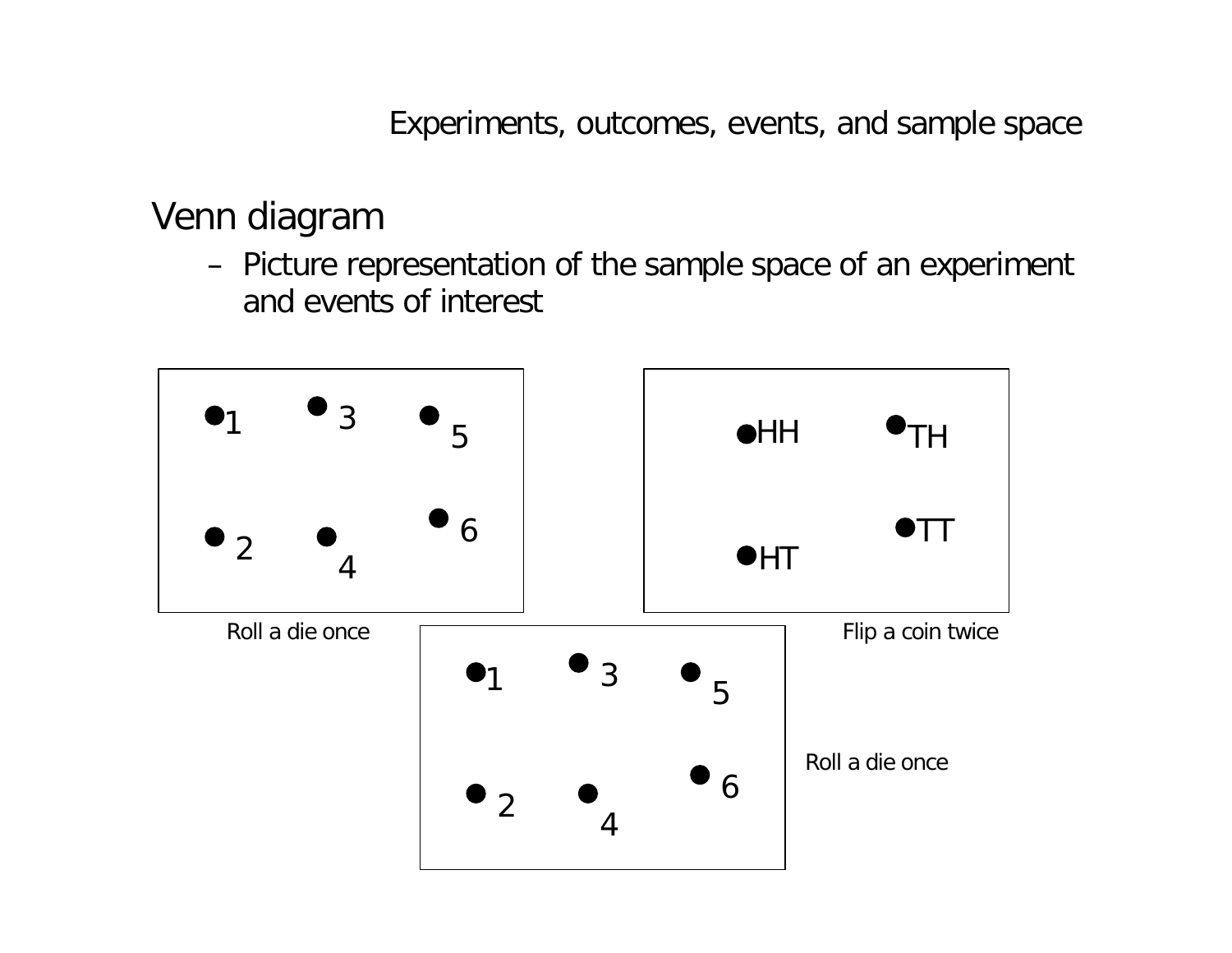Experiments, outcomes, events, and sample space

## Venn diagram

– Picture representation of the sample space of an experiment and events of interest

| 1 | 3 | 5 |
|---|---|---|
| 2 | 4 | 6 |

Roll a die once

| HH | TH |
|---|---|
| HT | TT |

Flip a coin twice

| 1 | 3 | 5 |
|---|---|---|
| 2 | 4 | 6 |

Roll a die once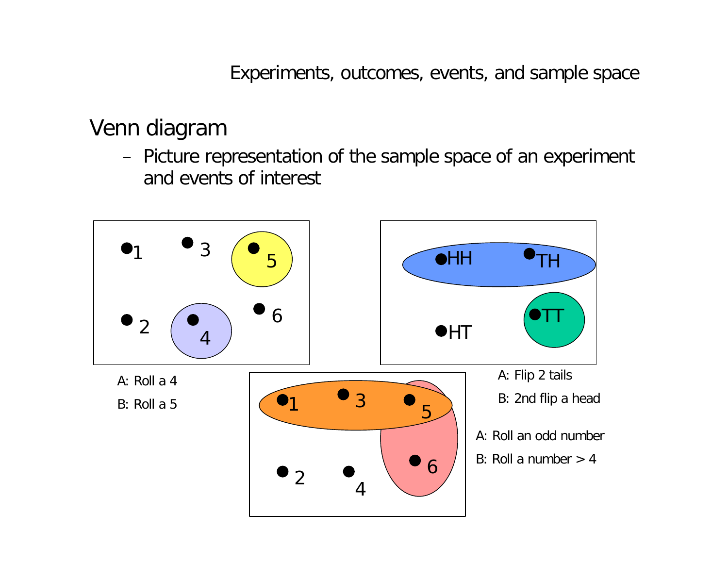# Experiments, outcomes, events, and sample space

## Venn diagram

- Picture representation of the sample space of an experiment and events of interest

A: Roll a 4

B: Roll a 5

A: Flip 2 tails

B: 2nd flip a head

A: Roll an odd number

B: Roll a number > 4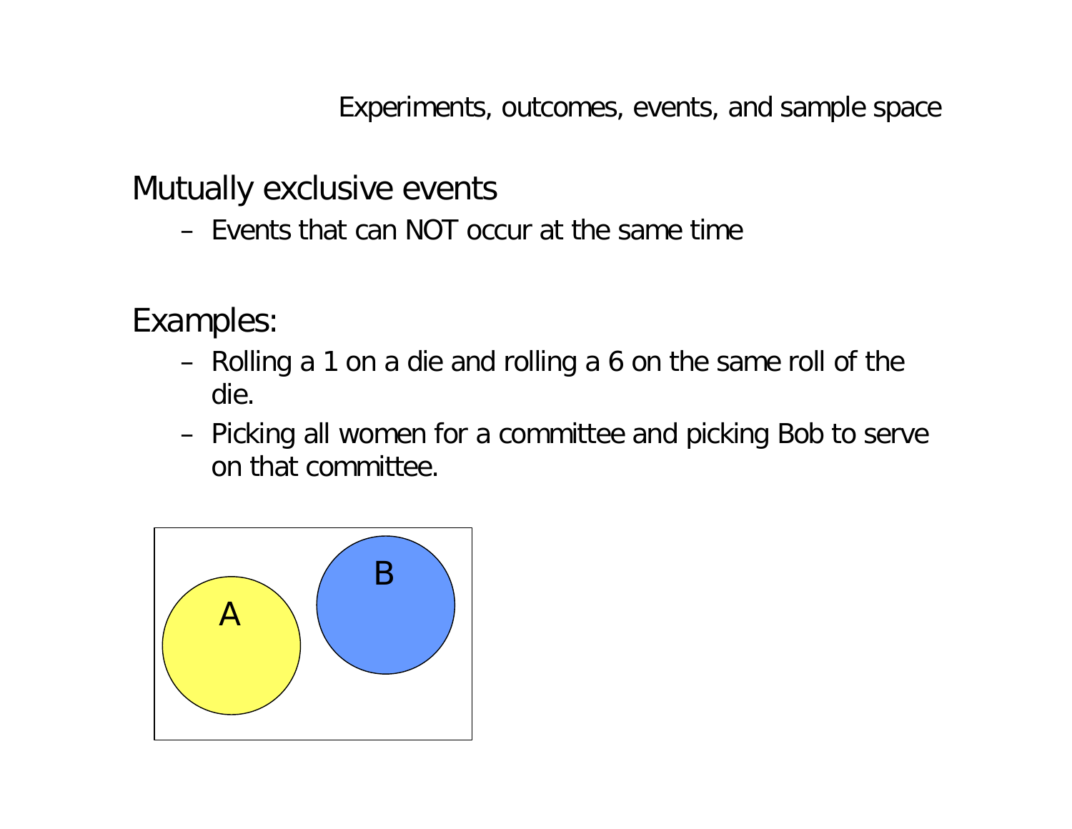Experiments, outcomes, events, and sample space

## Mutually exclusive events

- Events that can NOT occur at the same time

## Examples:

- Rolling a 1 on a die and rolling a 6 on the same roll of the die.
- Picking all women for a committee and picking Bob to serve on that committee.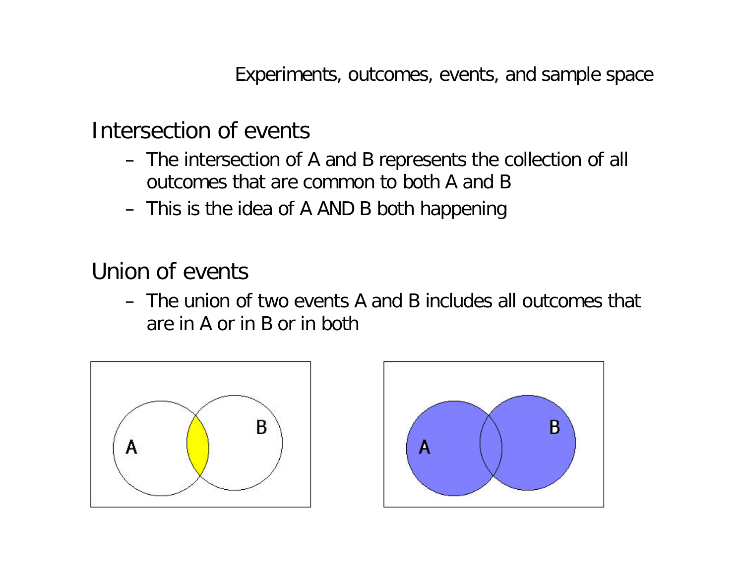Experiments, outcomes, events, and sample space

## Intersection of events

- The intersection of A and B represents the collection of all outcomes that are common to both A and B
- This is the idea of A AND B both happening

## Union of events

- The union of two events A and B includes all outcomes that are in A or in B or in both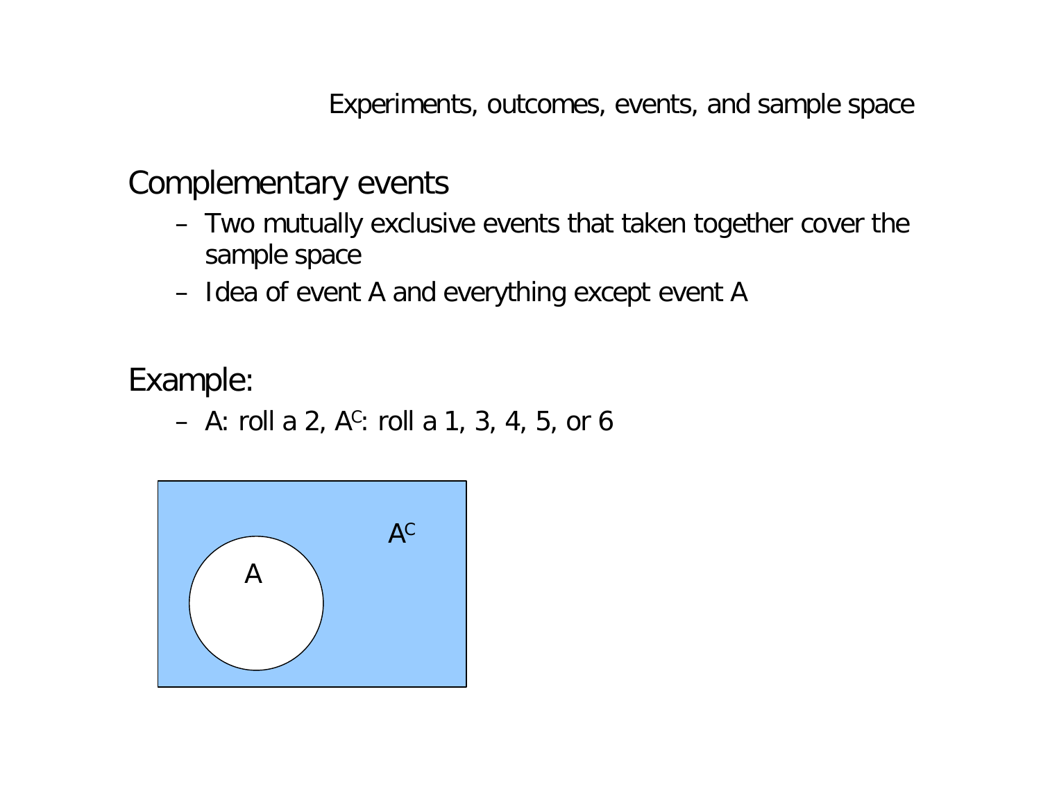# Complementary events

- Two mutually exclusive events that taken together cover the sample space
- Idea of event A and everything except event A

## Example:

- A: roll a 2, $A^C$: roll a 1, 3, 4, 5, or 6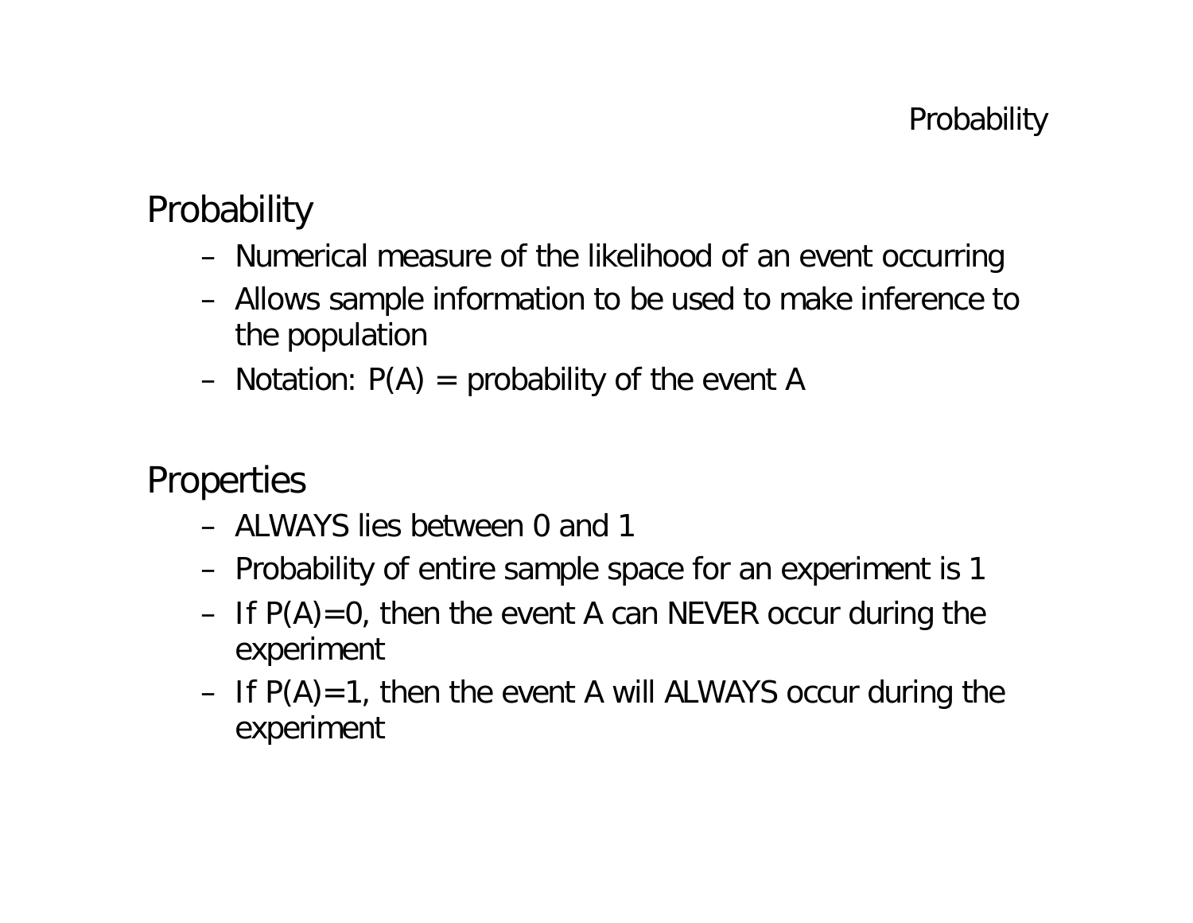## Probability

- Numerical measure of the likelihood of an event occurring
- Allows sample information to be used to make inference to the population
- Notation: $P(A)$ = probability of the event A

## Properties

- ALWAYS lies between 0 and 1
- Probability of entire sample space for an experiment is 1
- If $P(A)=0$, then the event A can NEVER occur during the experiment
- If $P(A)=1$, then the event A will ALWAYS occur during the experiment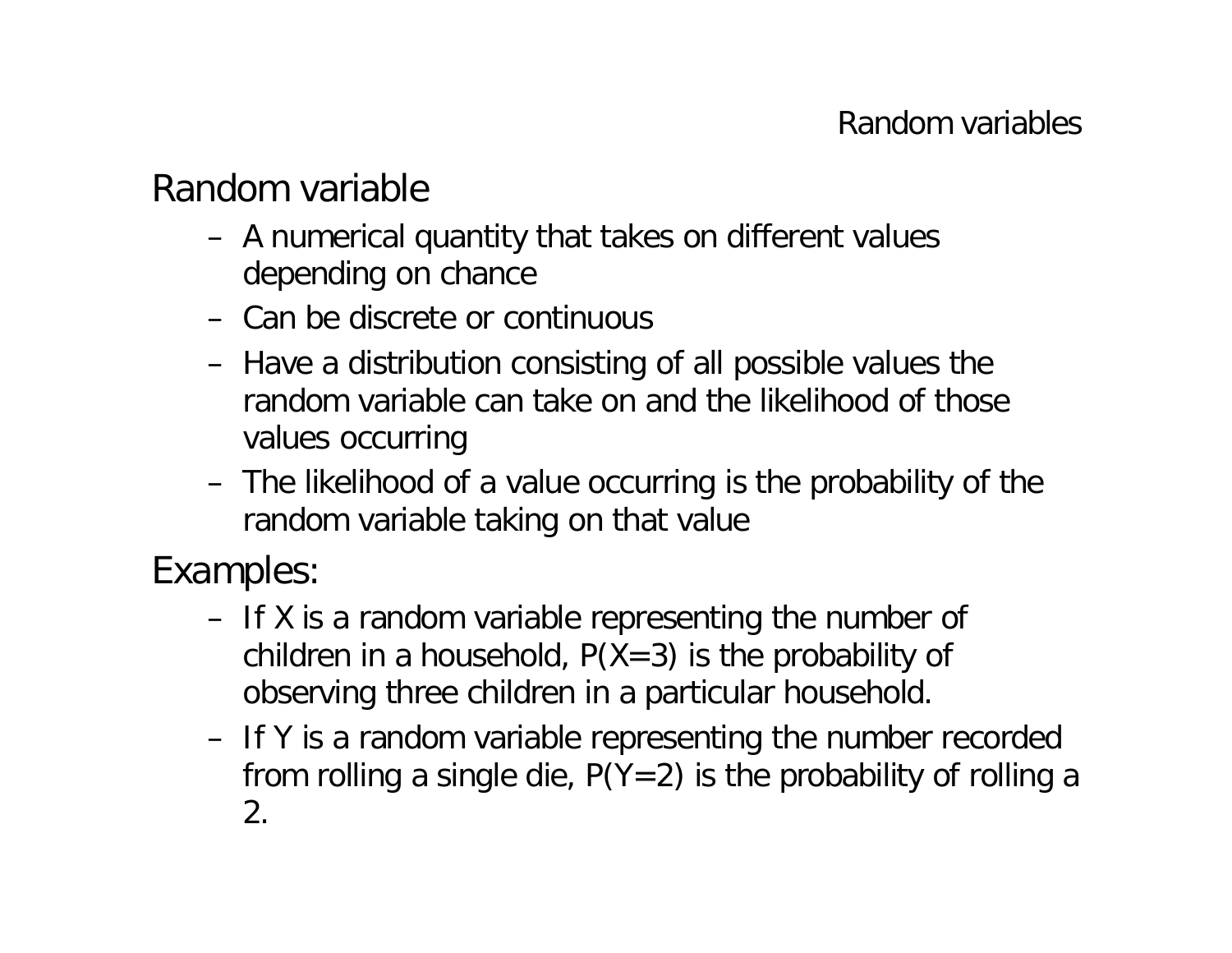## Random variable

- A numerical quantity that takes on different values depending on chance
- Can be discrete or continuous
- Have a distribution consisting of all possible values the random variable can take on and the likelihood of those values occurring
- The likelihood of a value occurring is the probability of the random variable taking on that value

## Examples:

- If X is a random variable representing the number of children in a household, $P(X=3)$ is the probability of observing three children in a particular household.
- If Y is a random variable representing the number recorded from rolling a single die, $P(Y=2)$ is the probability of rolling a 2.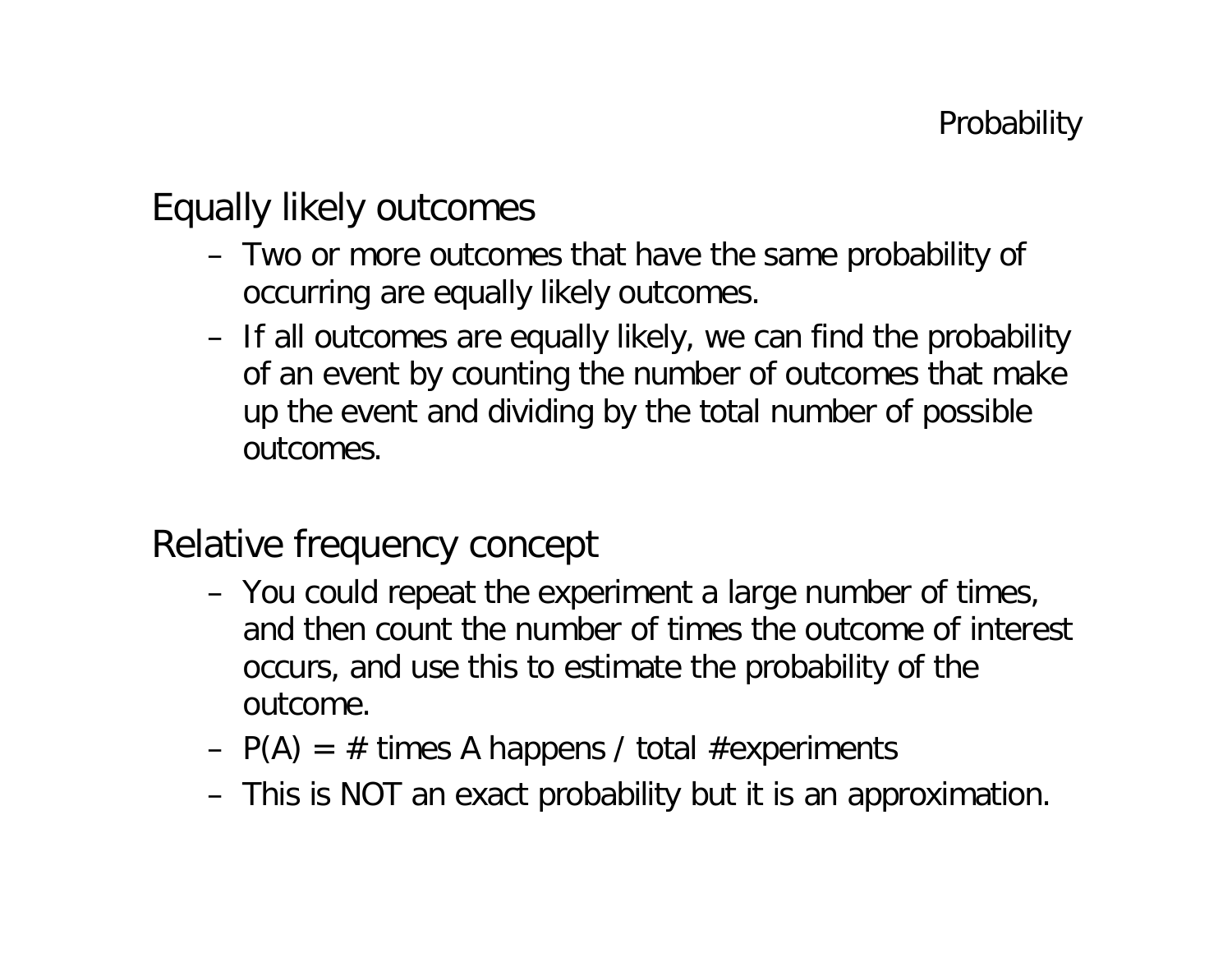## Equally likely outcomes

- Two or more outcomes that have the same probability of occurring are equally likely outcomes.
- If all outcomes are equally likely, we can find the probability of an event by counting the number of outcomes that make up the event and dividing by the total number of possible outcomes.

## Relative frequency concept

- You could repeat the experiment a large number of times, and then count the number of times the outcome of interest occurs, and use this to estimate the probability of the outcome.
- P(A) = # times A happens / total #experiments
- This is NOT an exact probability but it is an approximation.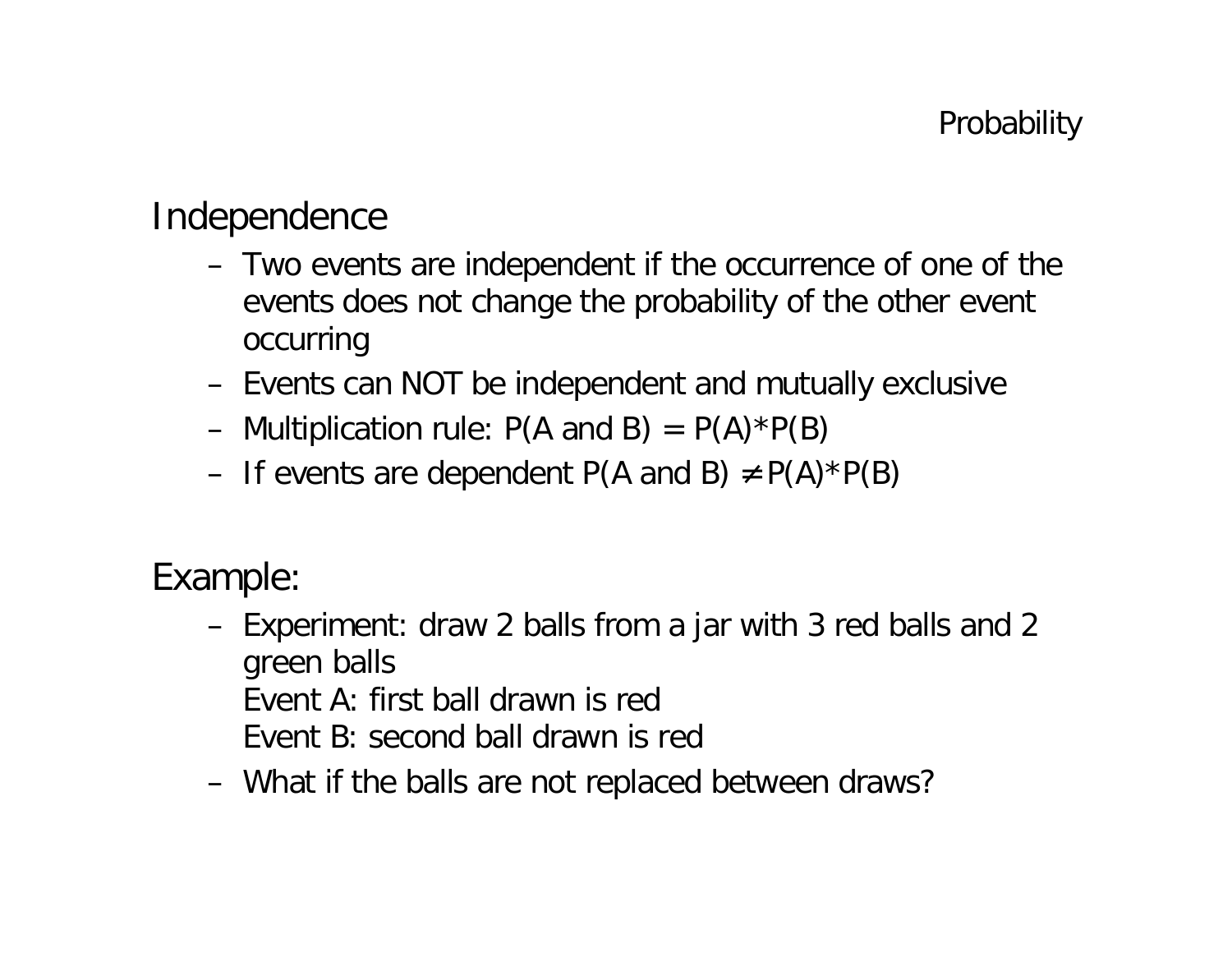## Independence

- Two events are independent if the occurrence of one of the events does not change the probability of the other event occurring
- Events can NOT be independent and mutually exclusive
- Multiplication rule: $P(A \text{ and } B) = P(A)*P(B)$
- If events are dependent $P(A \text{ and } B) \neq P(A)*P(B)$

## Example:

- Experiment: draw 2 balls from a jar with 3 red balls and 2 green balls
  Event A: first ball drawn is red
  Event B: second ball drawn is red
- What if the balls are not replaced between draws?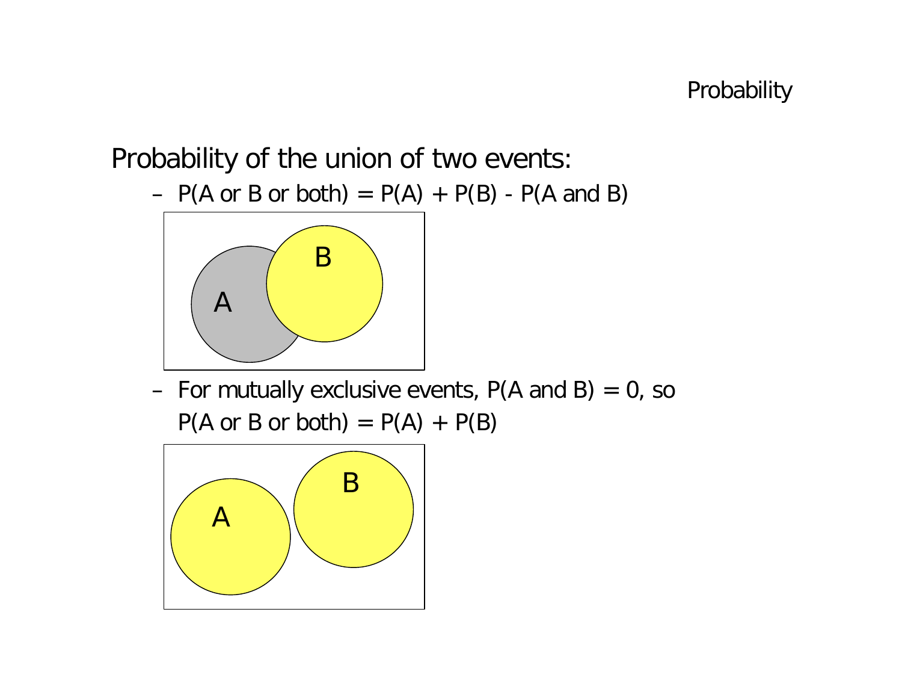## Probability of the union of two events:

- P(A or B or both) = P(A) + P(B) - P(A and B)

- For mutually exclusive events, P(A and B) = 0, so
  P(A or B or both) = P(A) + P(B)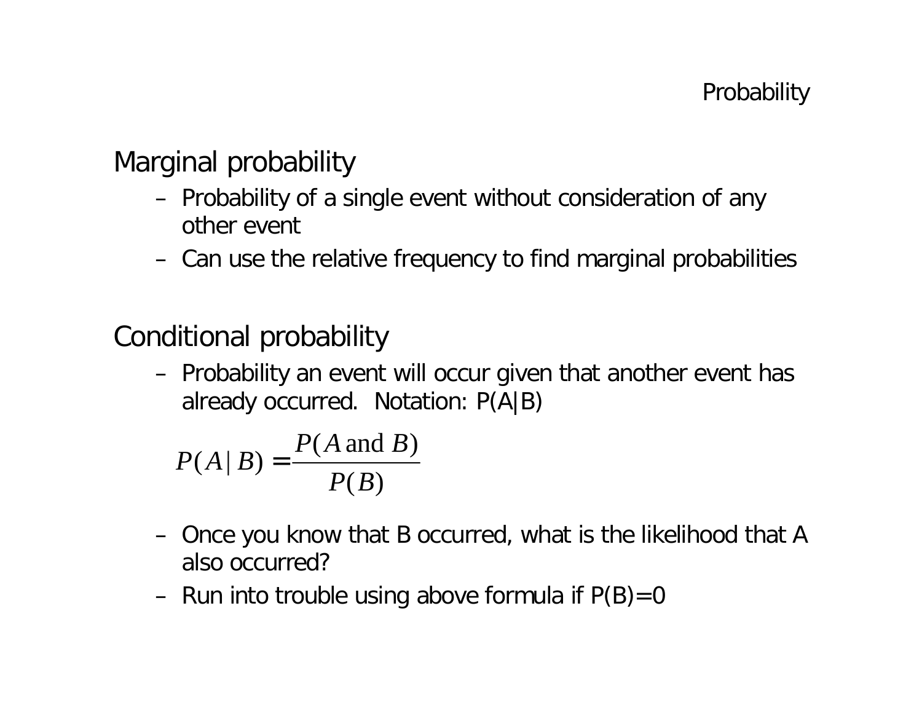## Marginal probability

- Probability of a single event without consideration of any other event
- Can use the relative frequency to find marginal probabilities

## Conditional probability

- Probability an event will occur given that another event has already occurred. Notation: P(A|B)

$$P(A \mid B) = \frac{P(A \text{ and } B)}{P(B)}$$

- Once you know that B occurred, what is the likelihood that A also occurred?
- Run into trouble using above formula if P(B)=0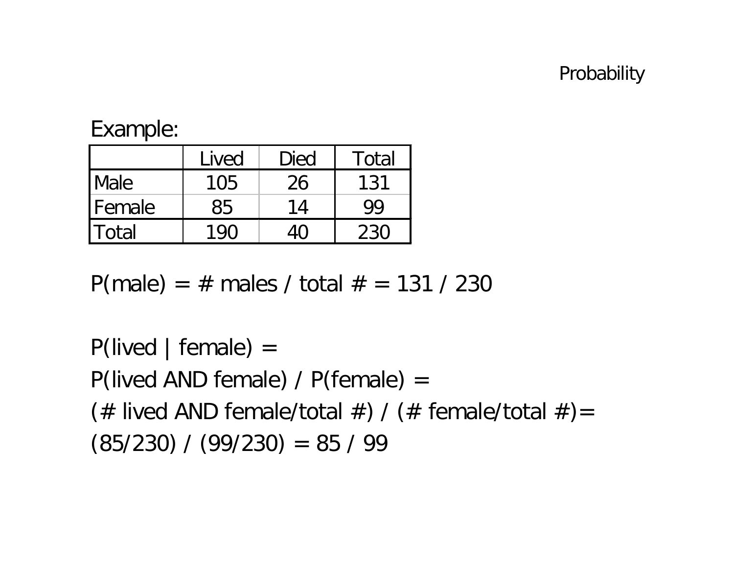Example:

| | Lived | Died | Total |
|---|---|---|---|
| Male | 105 | 26 | 131 |
| Female | 85 | 14 | 99 |
| Total | 190 | 40 | 230 |

P(male) = # males / total # = 131 / 230

P(lived | female) =

P(lived AND female) / P(female) =

(# lived AND female/total #) / (# female/total #)=

(85/230) / (99/230) = 85 / 99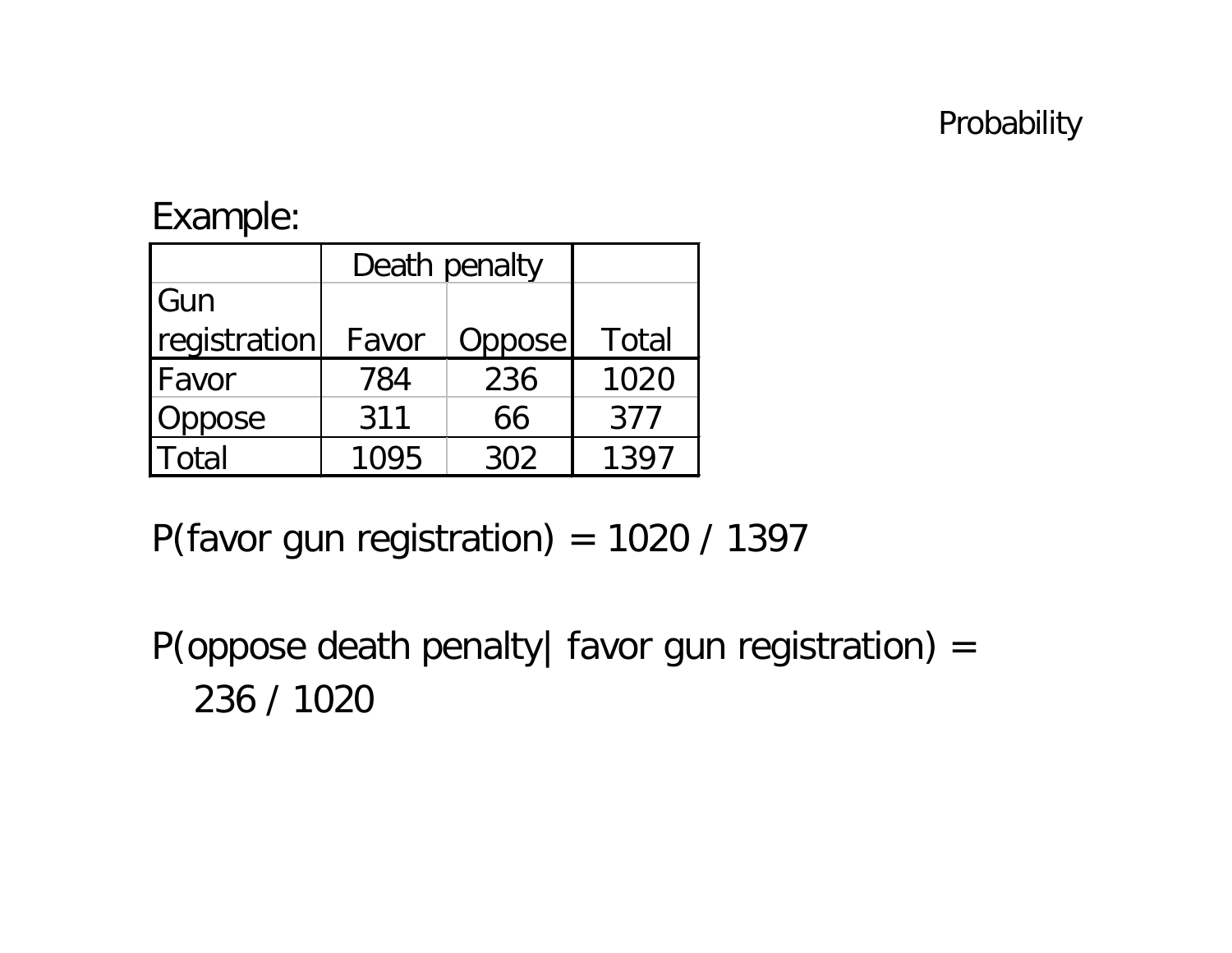Example:

| | Death penalty | | |
|---|---|---|---|
| Gun registration | Favor | Oppose | Total |
| Favor | 784 | 236 | 1020 |
| Oppose | 311 | 66 | 377 |
| Total | 1095 | 302 | 1397 |

P(favor gun registration) = 1020 / 1397

P(oppose death penalty| favor gun registration) = 236 / 1020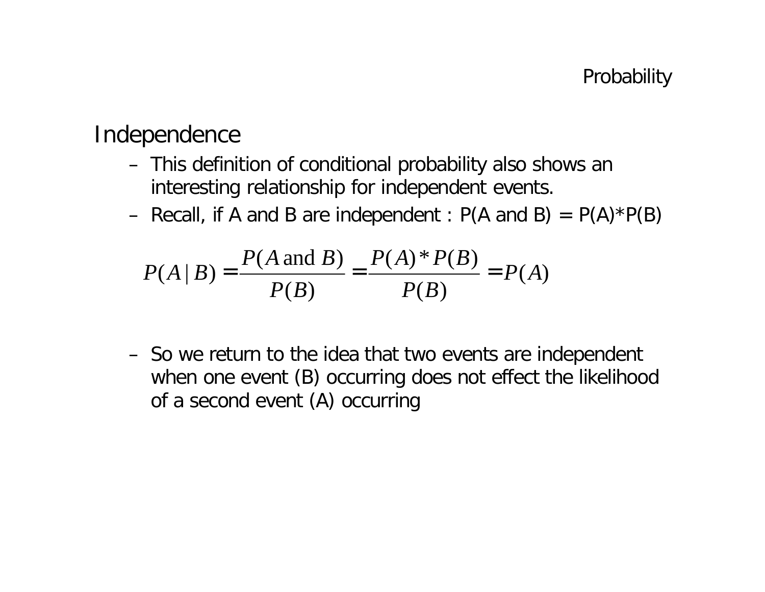## Independence

- This definition of conditional probability also shows an interesting relationship for independent events.
- Recall, if A and B are independent : P(A and B) = P(A)*P(B)

$$P(A \mid B) = \frac{P(A \text{ and } B)}{P(B)} = \frac{P(A) * P(B)}{P(B)} = P(A)$$

- So we return to the idea that two events are independent when one event (B) occurring does not effect the likelihood of a second event (A) occurring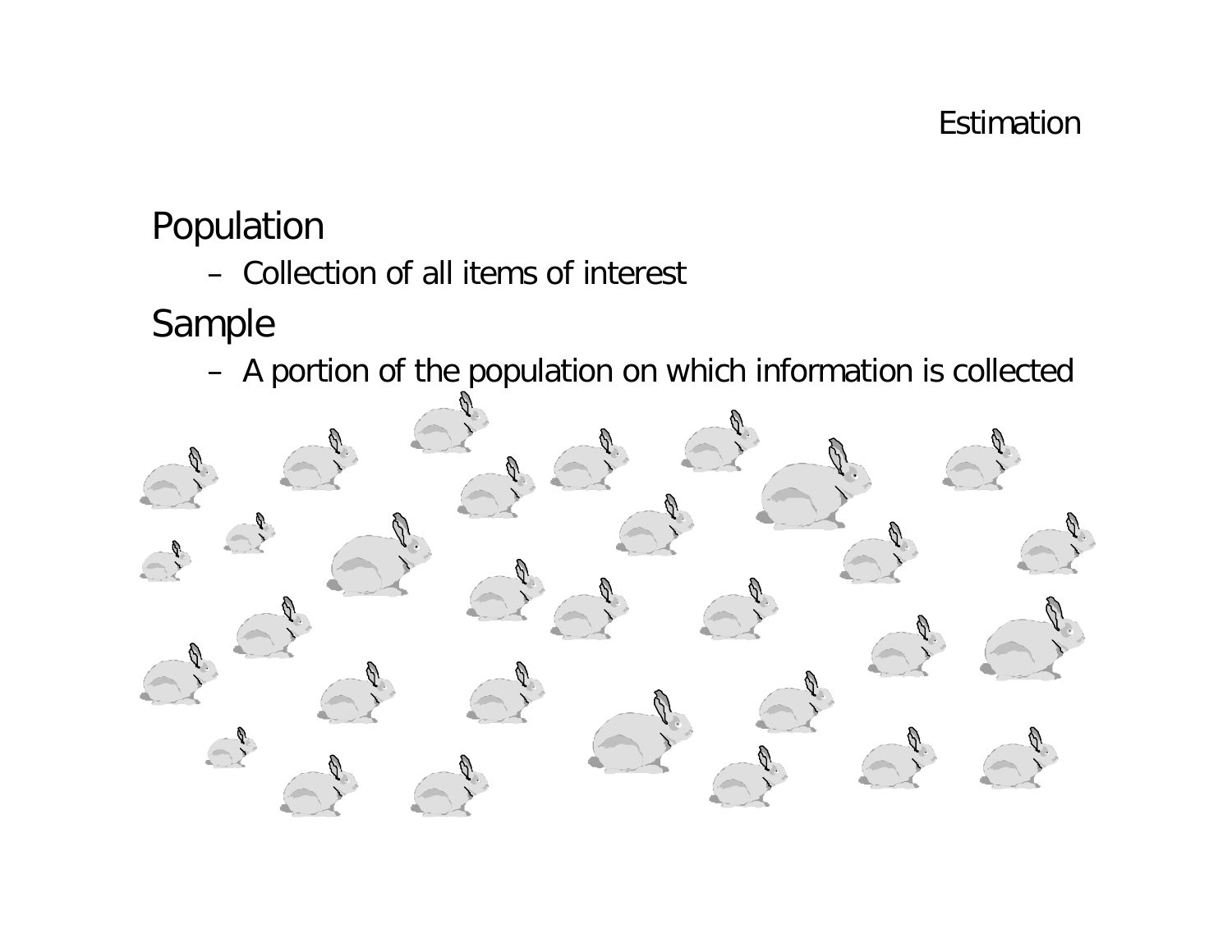# Estimation

- Population
  - Collection of all items of interest
- Sample
  - A portion of the population on which information is collected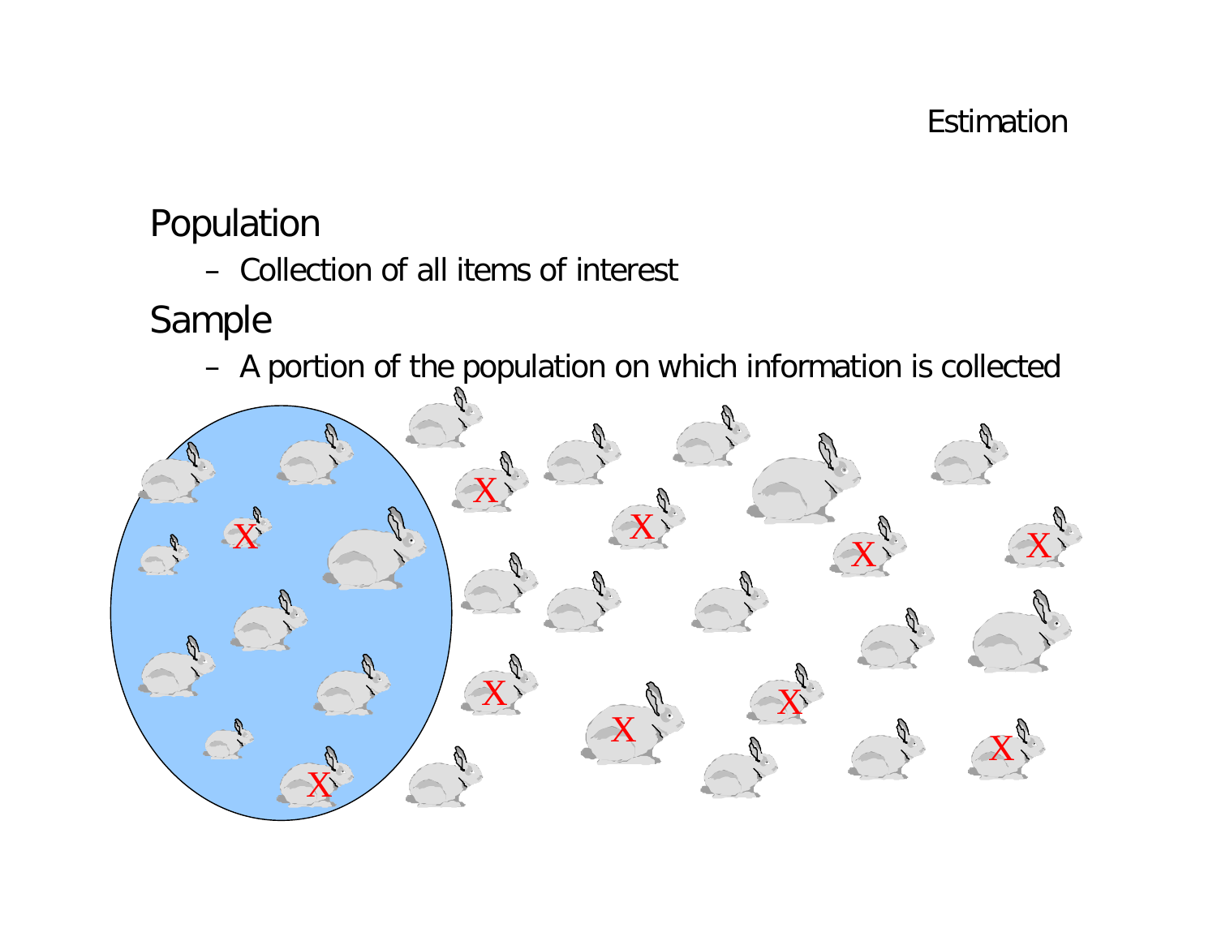# Estimation

## Population

- Collection of all items of interest

## Sample

- A portion of the population on which information is collected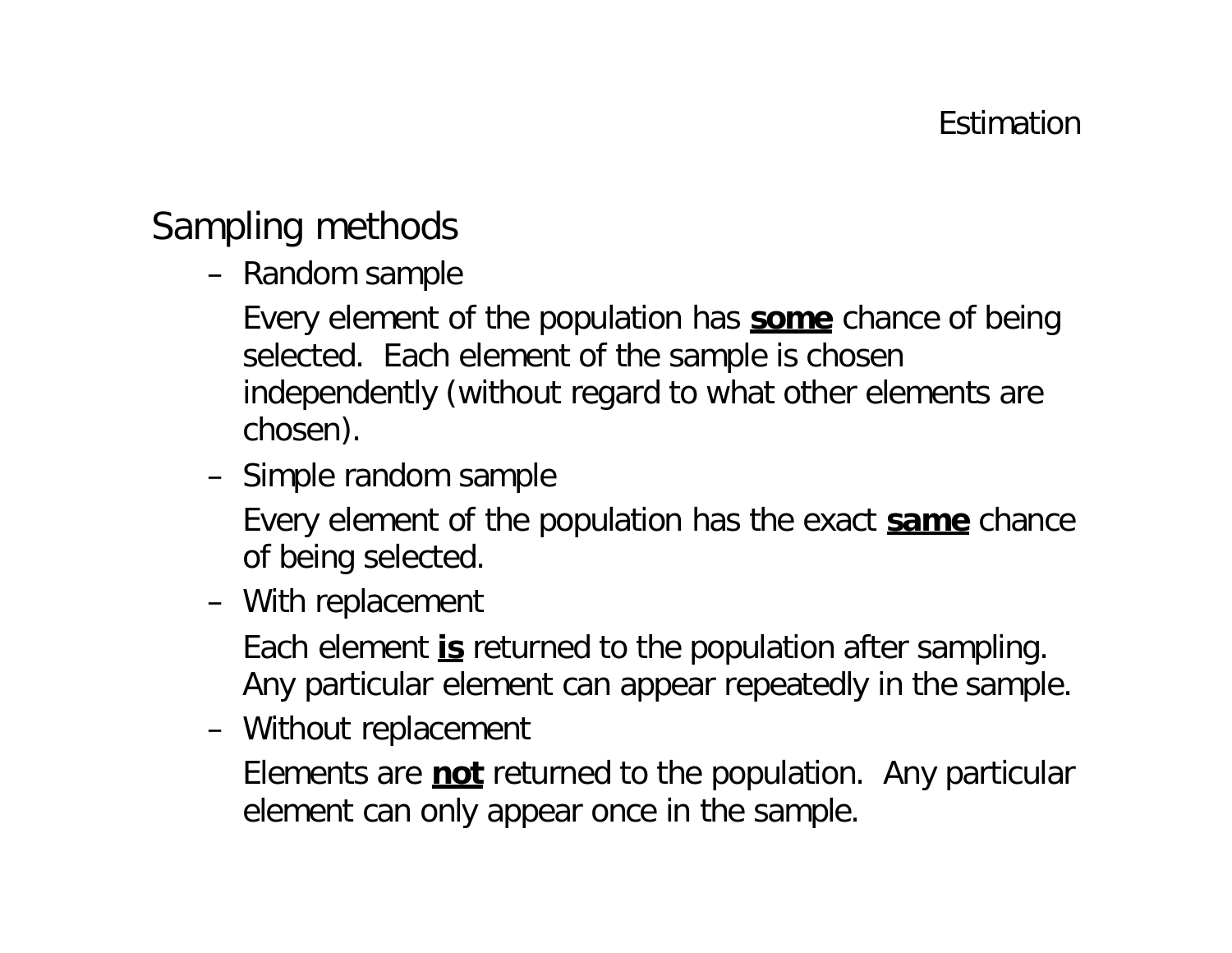## Sampling methods

- Random sample

  Every element of the population has **<u>some</u>** chance of being selected. Each element of the sample is chosen independently (without regard to what other elements are chosen).

- Simple random sample

  Every element of the population has the exact **<u>same</u>** chance of being selected.

- With replacement

  Each element **<u>is</u>** returned to the population after sampling. Any particular element can appear repeatedly in the sample.

- Without replacement

  Elements are **<u>not</u>** returned to the population. Any particular element can only appear once in the sample.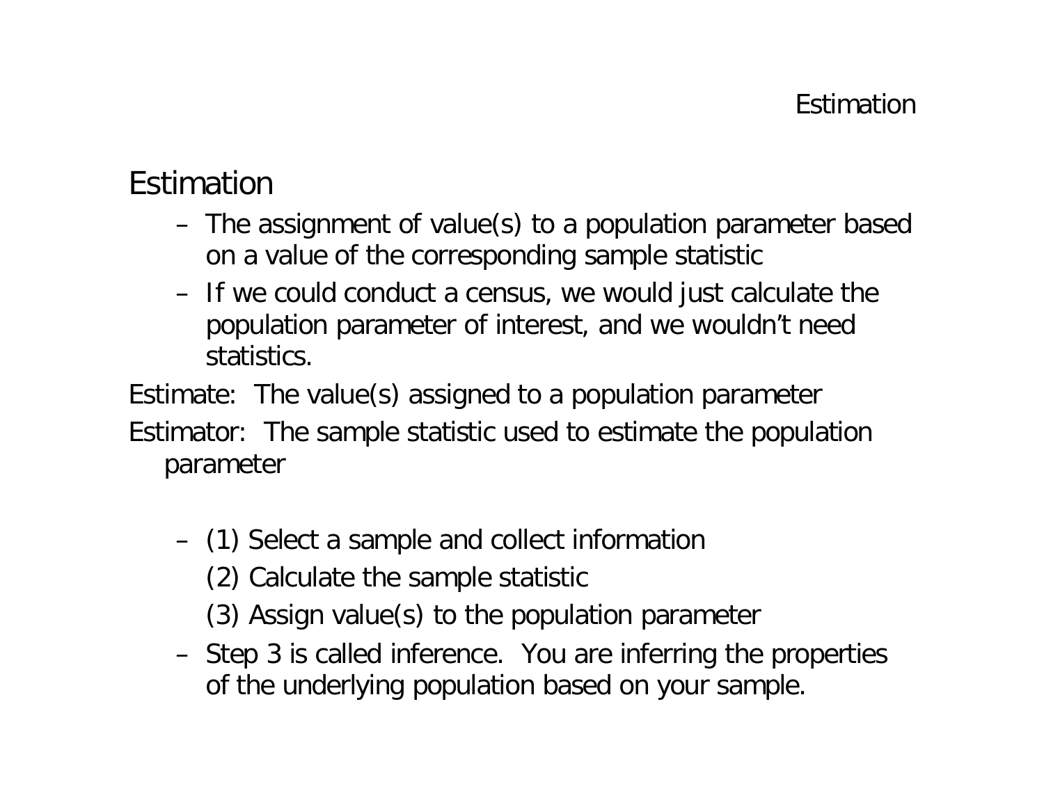# Estimation

- The assignment of value(s) to a population parameter based on a value of the corresponding sample statistic
- If we could conduct a census, we would just calculate the population parameter of interest, and we wouldn't need statistics.

Estimate: The value(s) assigned to a population parameter

Estimator: The sample statistic used to estimate the population parameter

- (1) Select a sample and collect information

  (2) Calculate the sample statistic

  (3) Assign value(s) to the population parameter
- Step 3 is called inference. You are inferring the properties of the underlying population based on your sample.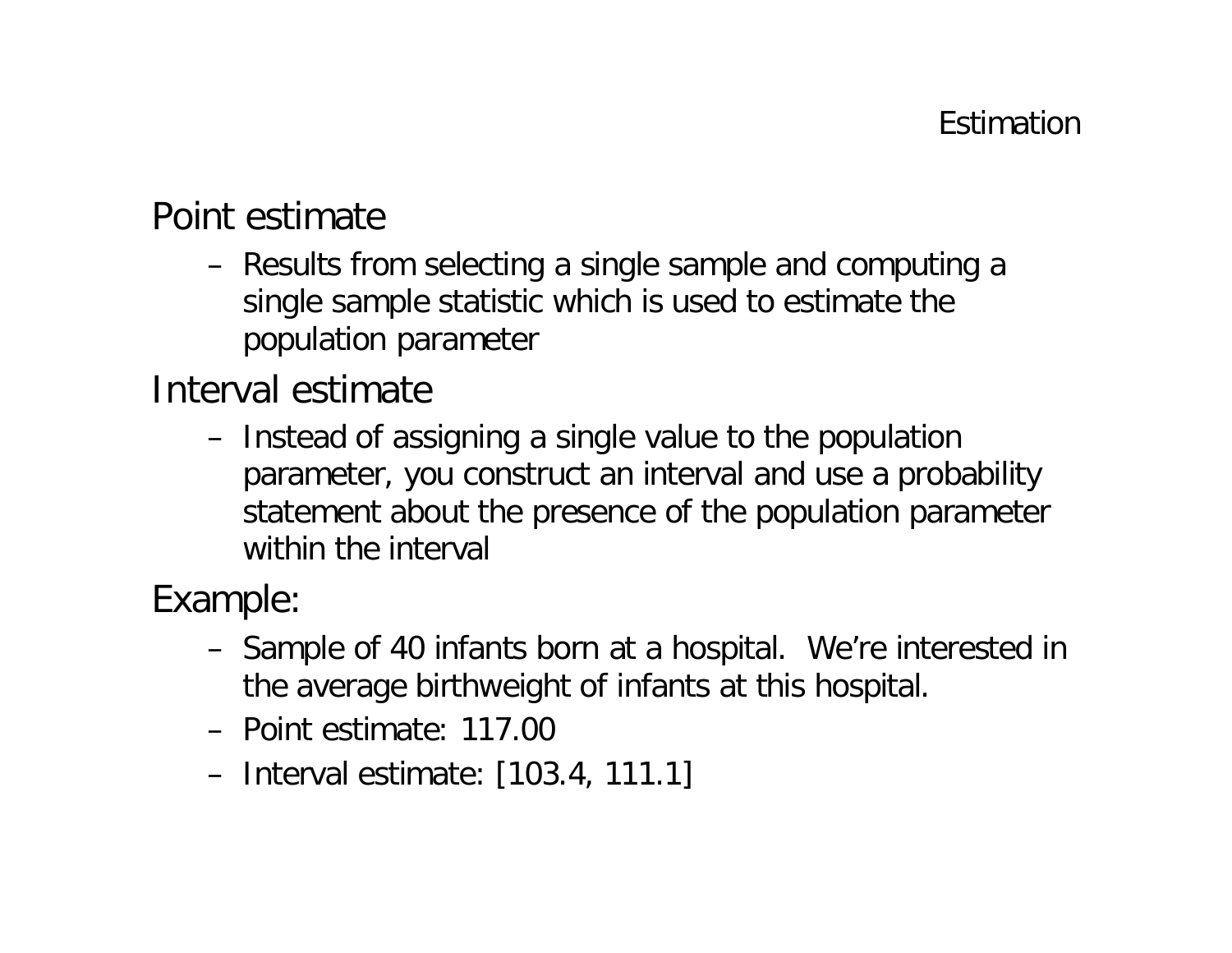# Estimation

## Point estimate

- Results from selecting a single sample and computing a single sample statistic which is used to estimate the population parameter

## Interval estimate

- Instead of assigning a single value to the population parameter, you construct an interval and use a probability statement about the presence of the population parameter within the interval

## Example:

- Sample of 40 infants born at a hospital. We're interested in the average birthweight of infants at this hospital.
- Point estimate: 117.00
- Interval estimate: [103.4, 111.1]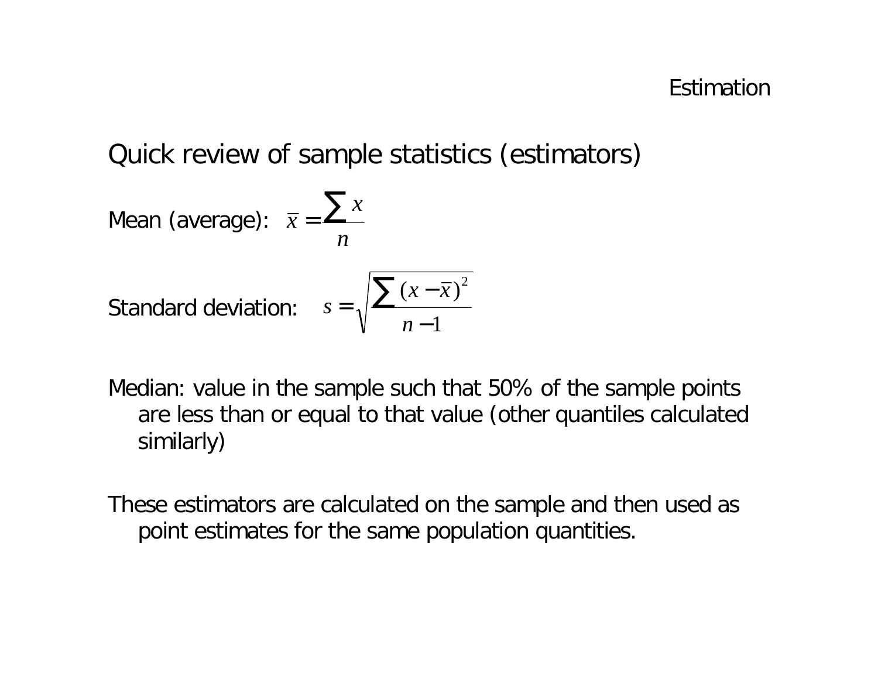## Quick review of sample statistics (estimators)

Mean (average): $\bar{x} = \frac{\sum x}{n}$

Standard deviation: $s = \sqrt{\frac{\sum (x - \bar{x})^2}{n - 1}}$

Median: value in the sample such that 50% of the sample points are less than or equal to that value (other quantiles calculated similarly)

These estimators are calculated on the sample and then used as point estimates for the same population quantities.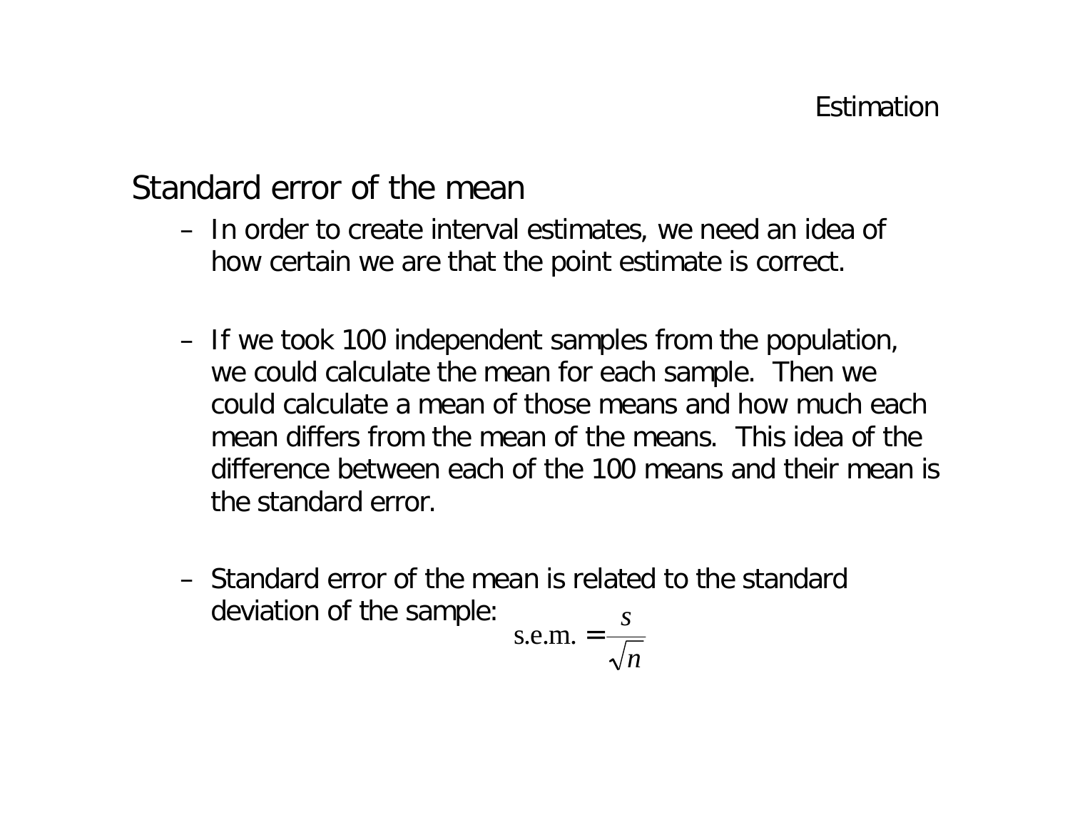## Standard error of the mean

- In order to create interval estimates, we need an idea of how certain we are that the point estimate is correct.

- If we took 100 independent samples from the population, we could calculate the mean for each sample. Then we could calculate a mean of those means and how much each mean differs from the mean of the means. This idea of the difference between each of the 100 means and their mean is the standard error.

- Standard error of the mean is related to the standard deviation of the sample:

$$\text{s.e.m.} = \frac{s}{\sqrt{n}}$$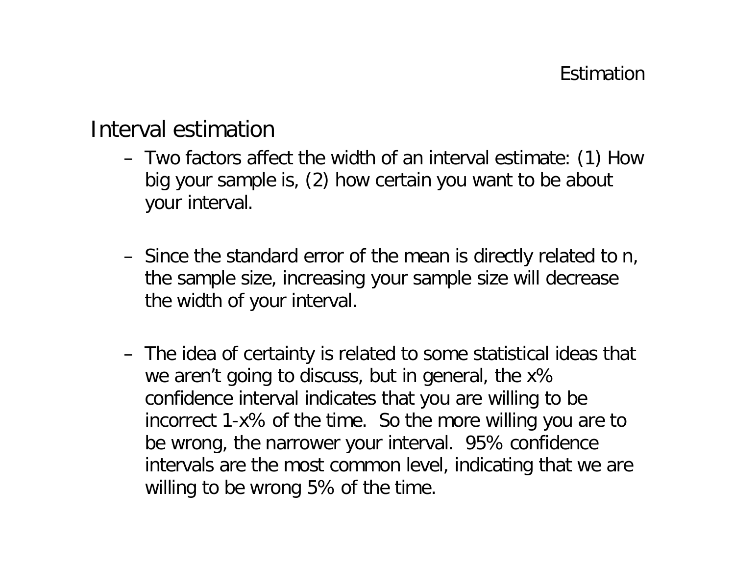# Interval estimation

- Two factors affect the width of an interval estimate: (1) How big your sample is, (2) how certain you want to be about your interval.
- Since the standard error of the mean is directly related to n, the sample size, increasing your sample size will decrease the width of your interval.
- The idea of certainty is related to some statistical ideas that we aren't going to discuss, but in general, the x% confidence interval indicates that you are willing to be incorrect 1-x% of the time. So the more willing you are to be wrong, the narrower your interval. 95% confidence intervals are the most common level, indicating that we are willing to be wrong 5% of the time.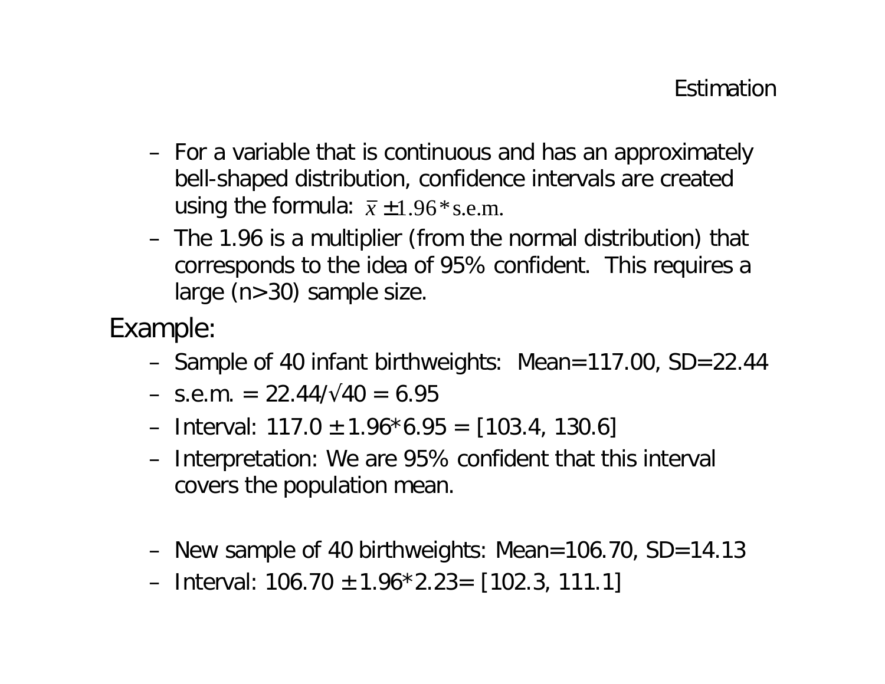# Estimation

- For a variable that is continuous and has an approximately bell-shaped distribution, confidence intervals are created using the formula: $\bar{x} \pm 1.96 * \text{s.e.m.}$
- The 1.96 is a multiplier (from the normal distribution) that corresponds to the idea of 95% confident. This requires a large (n>30) sample size.

Example:

- Sample of 40 infant birthweights: Mean=117.00, SD=22.44
- s.e.m. = 22.44/√40 = 6.95
- Interval: 117.0 ± 1.96*6.95 = [103.4, 130.6]
- Interpretation: We are 95% confident that this interval covers the population mean.

- New sample of 40 birthweights: Mean=106.70, SD=14.13
- Interval: 106.70 ± 1.96*2.23= [102.3, 111.1]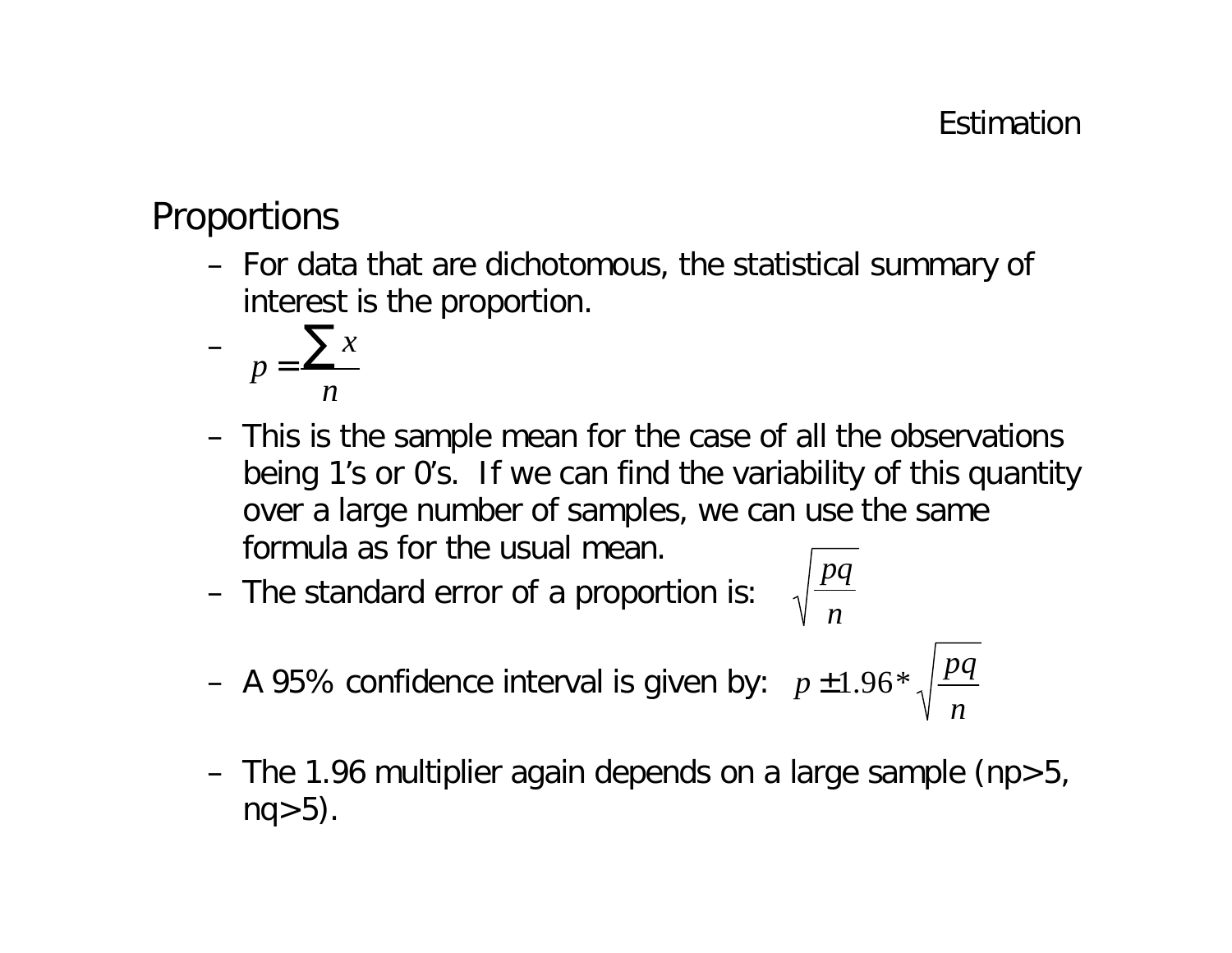## Proportions

- For data that are dichotomous, the statistical summary of interest is the proportion.
- $p = \frac{\sum x}{n}$
- This is the sample mean for the case of all the observations being 1's or 0's. If we can find the variability of this quantity over a large number of samples, we can use the same formula as for the usual mean.
- The standard error of a proportion is: $\sqrt{\frac{pq}{n}}$
- A 95% confidence interval is given by: $p \pm 1.96 * \sqrt{\frac{pq}{n}}$
- The 1.96 multiplier again depends on a large sample (np>5, nq>5).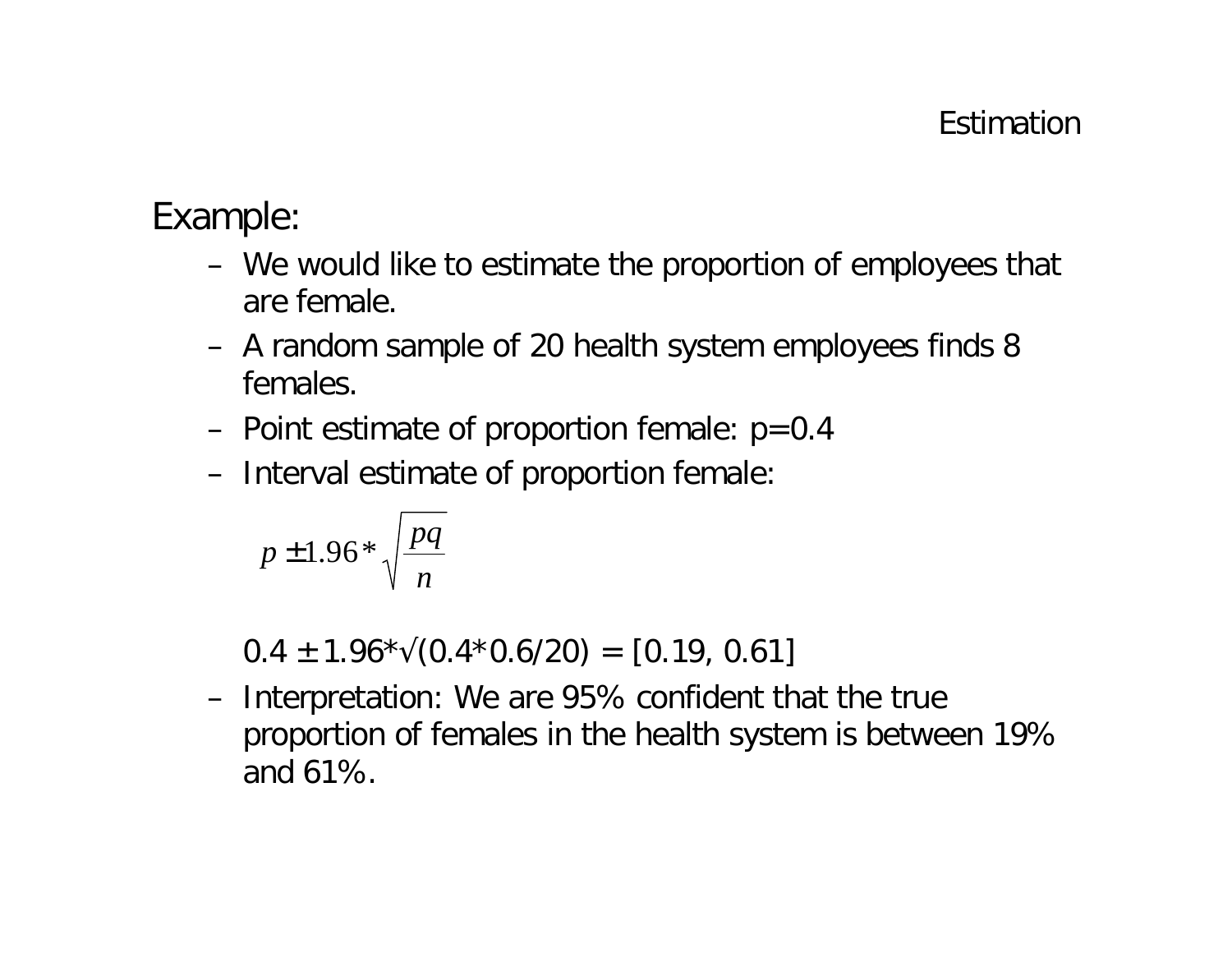Example:

- We would like to estimate the proportion of employees that are female.
- A random sample of 20 health system employees finds 8 females.
- Point estimate of proportion female: $p=0.4$
- Interval estimate of proportion female:

  $$p \pm 1.96 * \sqrt{\frac{pq}{n}}$$

  $0.4 \pm 1.96*\sqrt{(0.4*0.6/20)} = [0.19, 0.61]$
- Interpretation: We are 95% confident that the true proportion of females in the health system is between 19% and 61%.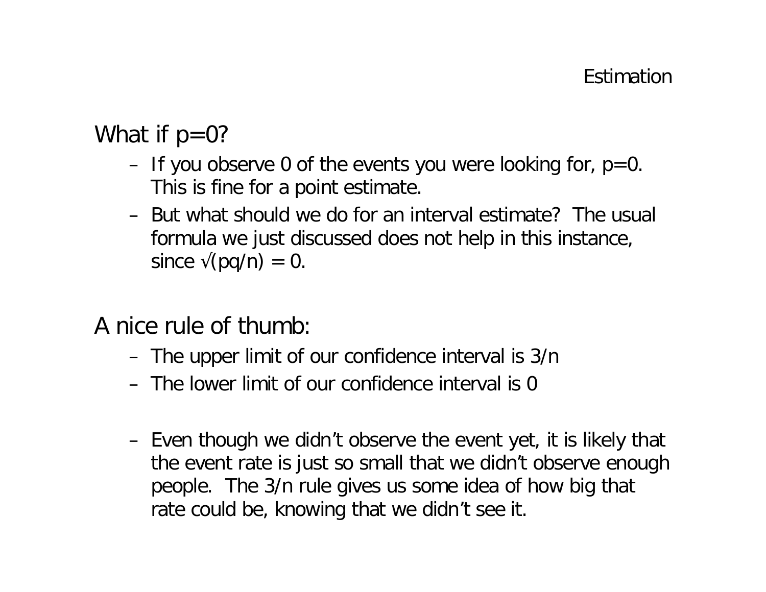## What if $p=0$?

- If you observe 0 of the events you were looking for, $p=0$. This is fine for a point estimate.
- But what should we do for an interval estimate? The usual formula we just discussed does not help in this instance, since $\sqrt{pq/n} = 0$.

## A nice rule of thumb:

- The upper limit of our confidence interval is $3/n$
- The lower limit of our confidence interval is 0

- Even though we didn't observe the event yet, it is likely that the event rate is just so small that we didn't observe enough people. The $3/n$ rule gives us some idea of how big that rate could be, knowing that we didn't see it.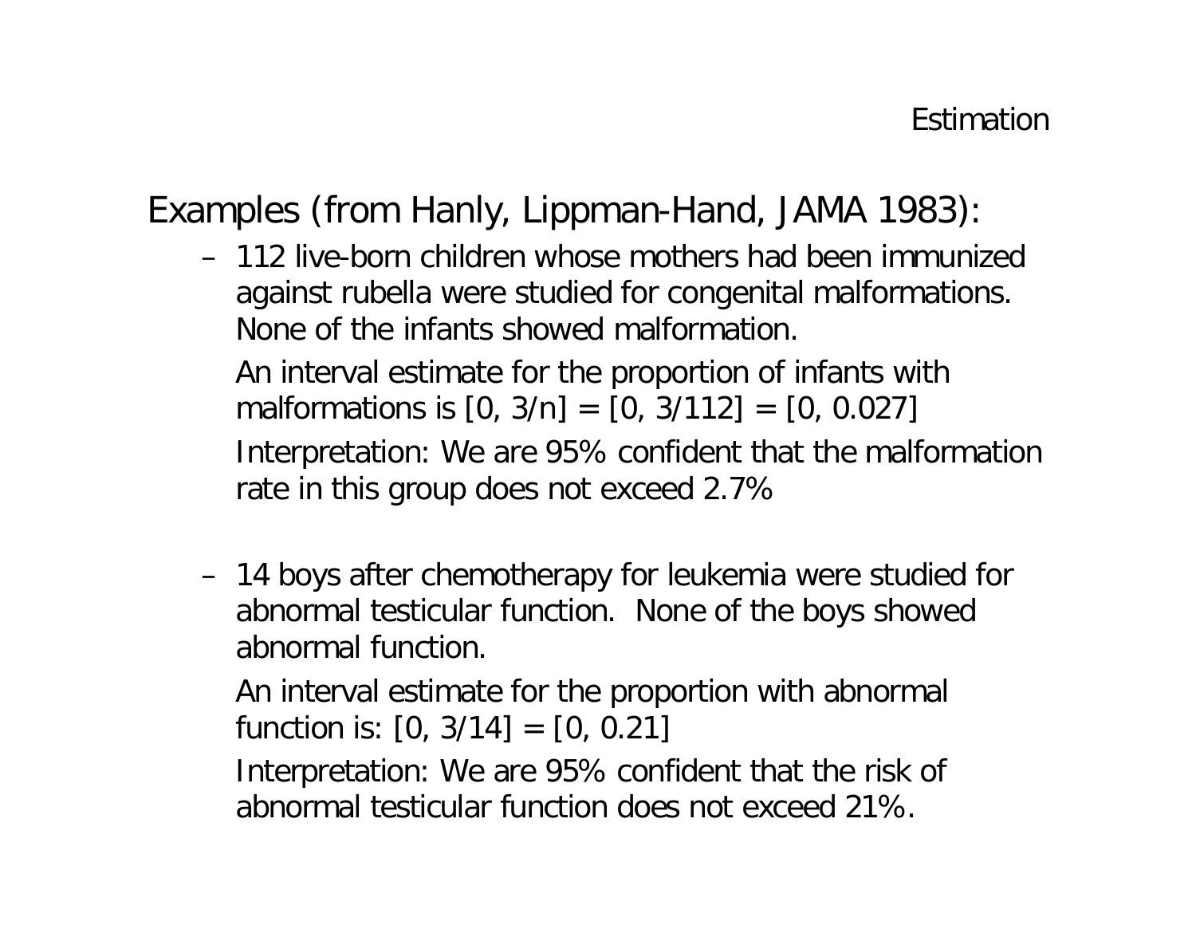Examples (from Hanly, Lippman-Hand, JAMA 1983):

- 112 live-born children whose mothers had been immunized against rubella were studied for congenital malformations. None of the infants showed malformation.

  An interval estimate for the proportion of infants with malformations is [0, 3/n] = [0, 3/112] = [0, 0.027]

  Interpretation: We are 95% confident that the malformation rate in this group does not exceed 2.7%

- 14 boys after chemotherapy for leukemia were studied for abnormal testicular function. None of the boys showed abnormal function.

  An interval estimate for the proportion with abnormal function is: [0, 3/14] = [0, 0.21]

  Interpretation: We are 95% confident that the risk of abnormal testicular function does not exceed 21%.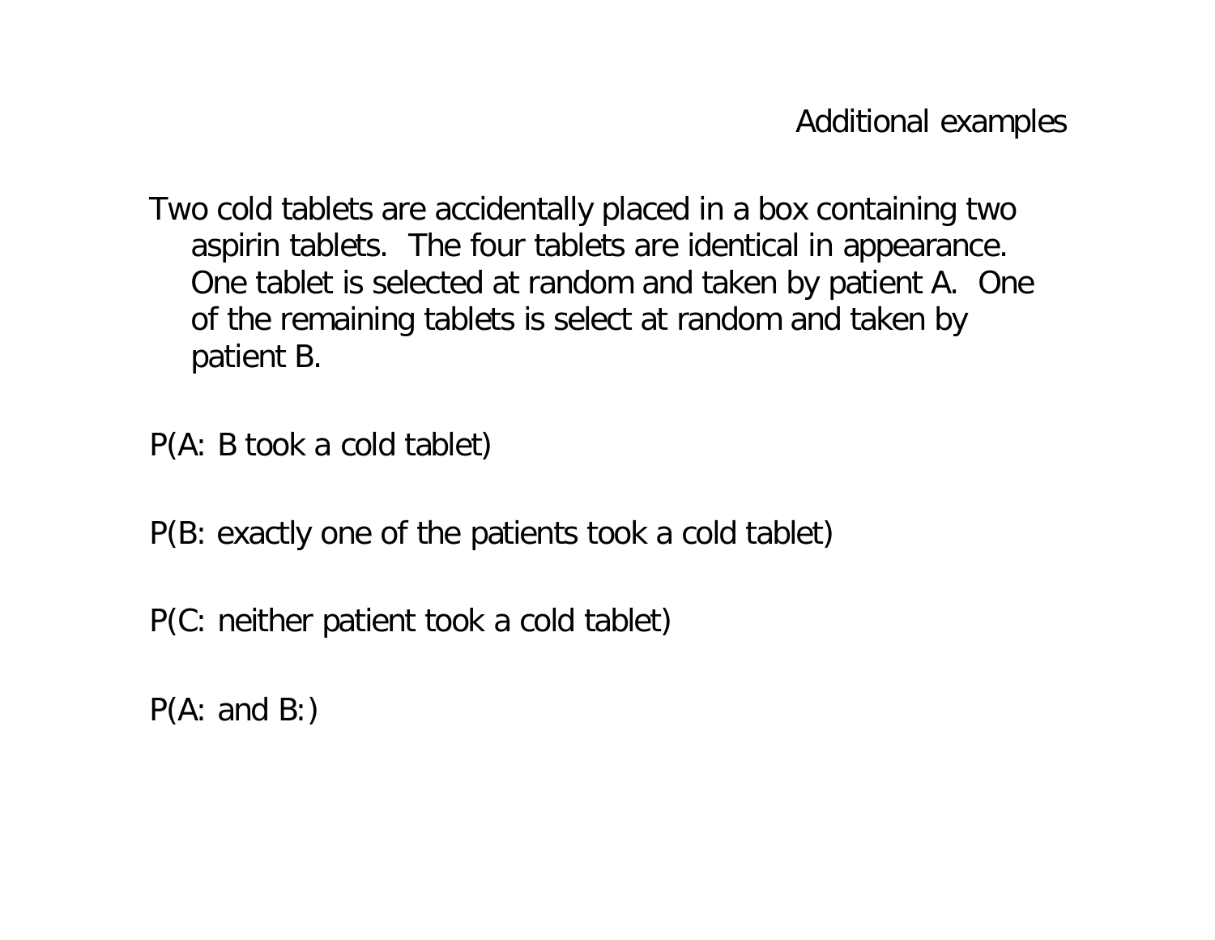## Additional examples

Two cold tablets are accidentally placed in a box containing two aspirin tablets. The four tablets are identical in appearance. One tablet is selected at random and taken by patient A. One of the remaining tablets is select at random and taken by patient B.

P(A: B took a cold tablet)

P(B: exactly one of the patients took a cold tablet)

P(C: neither patient took a cold tablet)

P(A: and B:)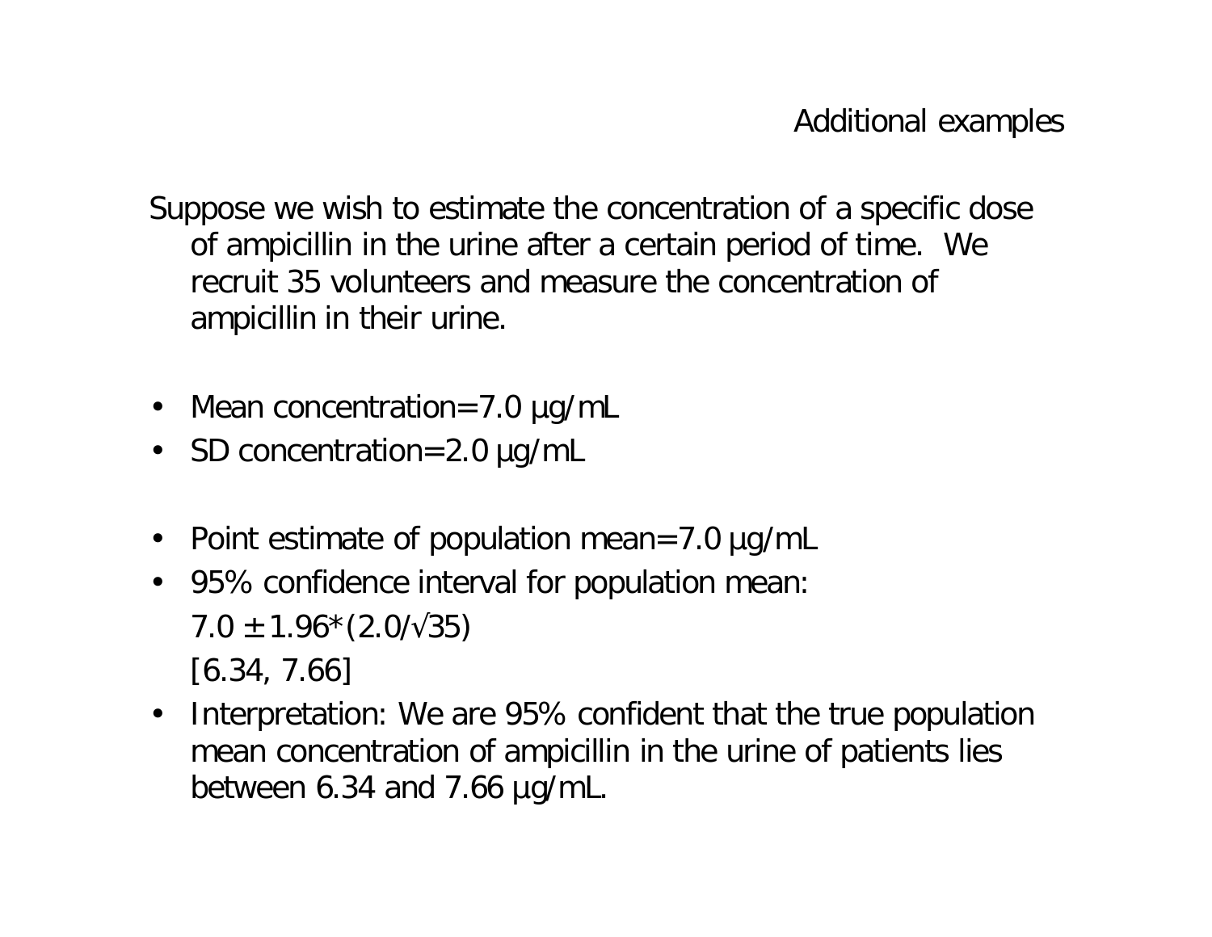## Additional examples

Suppose we wish to estimate the concentration of a specific dose of ampicillin in the urine after a certain period of time. We recruit 35 volunteers and measure the concentration of ampicillin in their urine.

- Mean concentration=7.0 μg/mL
- SD concentration=2.0 μg/mL

- Point estimate of population mean=7.0 μg/mL
- 95% confidence interval for population mean:
  $7.0 \pm 1.96 * (2.0/\sqrt{35})$
  [6.34, 7.66]
- Interpretation: We are 95% confident that the true population mean concentration of ampicillin in the urine of patients lies between 6.34 and 7.66 μg/mL.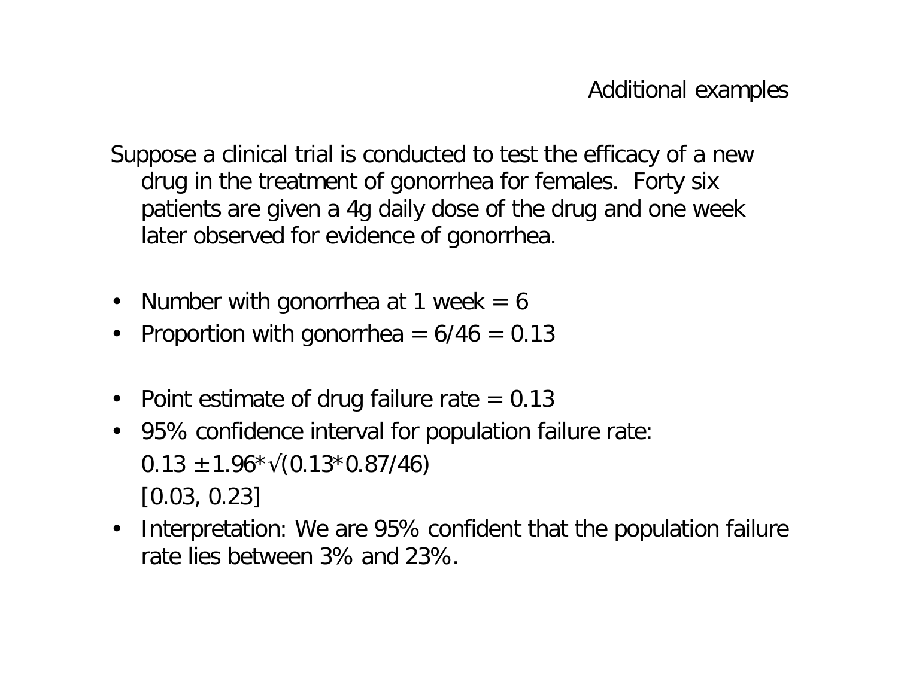## Additional examples

Suppose a clinical trial is conducted to test the efficacy of a new drug in the treatment of gonorrhea for females. Forty six patients are given a 4g daily dose of the drug and one week later observed for evidence of gonorrhea.

- Number with gonorrhea at 1 week = 6
- Proportion with gonorrhea = 6/46 = 0.13

- Point estimate of drug failure rate = 0.13
- 95% confidence interval for population failure rate:
  $0.13 \pm 1.96 * \sqrt{(0.13 * 0.87/46)}$
  [0.03, 0.23]
- Interpretation: We are 95% confident that the population failure rate lies between 3% and 23%.